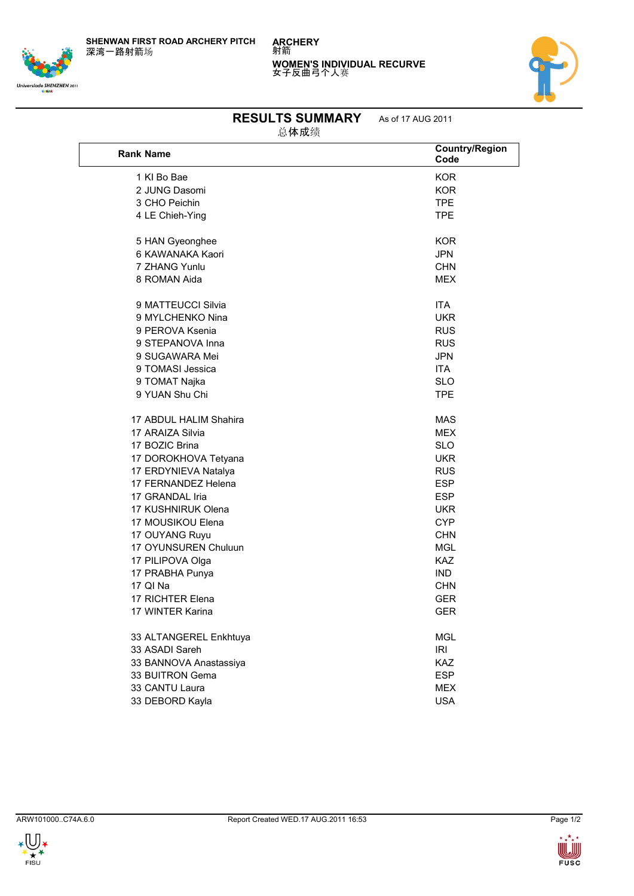SHENWAN FIRST ROAD ARCHERY PITCH
深湾一路射箭场

ARCHERY
射箭

WOMEN'S INDIVIDUAL RECURVE
女子反曲弓个人赛

# RESULTS SUMMARY

总体成绩

As of 17 AUG 2011

| Rank | Name | Country/Region Code |
|---|---|---|
| 1 | KI Bo Bae | KOR |
| 2 | JUNG Dasomi | KOR |
| 3 | CHO Peichin | TPE |
| 4 | LE Chieh-Ying | TPE |
| 5 | HAN Gyeonghee | KOR |
| 6 | KAWANAKA Kaori | JPN |
| 7 | ZHANG Yunlu | CHN |
| 8 | ROMAN Aida | MEX |
| 9 | MATTEUCCI Silvia | ITA |
| 9 | MYLCHENKO Nina | UKR |
| 9 | PEROVA Ksenia | RUS |
| 9 | STEPANOVA Inna | RUS |
| 9 | SUGAWARA Mei | JPN |
| 9 | TOMASI Jessica | ITA |
| 9 | TOMAT Najka | SLO |
| 9 | YUAN Shu Chi | TPE |
| 17 | ABDUL HALIM Shahira | MAS |
| 17 | ARAIZA Silvia | MEX |
| 17 | BOZIC Brina | SLO |
| 17 | DOROKHOVA Tetyana | UKR |
| 17 | ERDYNIEVA Natalya | RUS |
| 17 | FERNANDEZ Helena | ESP |
| 17 | GRANDAL Iria | ESP |
| 17 | KUSHNIRUK Olena | UKR |
| 17 | MOUSIKOU Elena | CYP |
| 17 | OUYANG Ruyu | CHN |
| 17 | OYUNSUREN Chuluun | MGL |
| 17 | PILIPOVA Olga | KAZ |
| 17 | PRABHA Punya | IND |
| 17 | QI Na | CHN |
| 17 | RICHTER Elena | GER |
| 17 | WINTER Karina | GER |
| 33 | ALTANGEREL Enkhtuya | MGL |
| 33 | ASADI Sareh | IRI |
| 33 | BANNOVA Anastassiya | KAZ |
| 33 | BUITRON Gema | ESP |
| 33 | CANTU Laura | MEX |
| 33 | DEBORD Kayla | USA |

ARW101000..C74A.6.0 Report Created WED.17 AUG.2011 16:53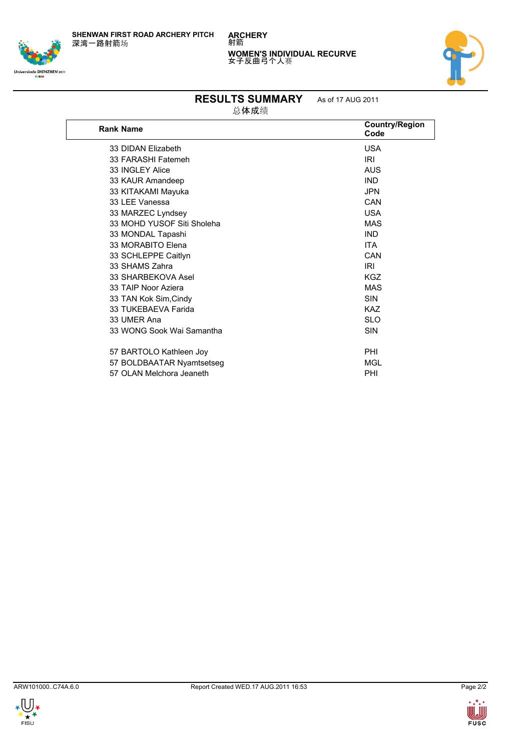SHENWAN FIRST ROAD ARCHERY PITCH
深湾一路射箭场

ARCHERY
射箭

WOMEN'S INDIVIDUAL RECURVE
女子反曲弓个人赛

## RESULTS SUMMARY

As of 17 AUG 2011

总体成绩

| Rank | Name | Country/Region Code |
|---|---|---|
| 33 | DIDAN Elizabeth | USA |
| 33 | FARASHI Fatemeh | IRI |
| 33 | INGLEY Alice | AUS |
| 33 | KAUR Amandeep | IND |
| 33 | KITAKAMI Mayuka | JPN |
| 33 | LEE Vanessa | CAN |
| 33 | MARZEC Lyndsey | USA |
| 33 | MOHD YUSOF Siti Sholeha | MAS |
| 33 | MONDAL Tapashi | IND |
| 33 | MORABITO Elena | ITA |
| 33 | SCHLEPPE Caitlyn | CAN |
| 33 | SHAMS Zahra | IRI |
| 33 | SHARBEKOVA Asel | KGZ |
| 33 | TAIP Noor Aziera | MAS |
| 33 | TAN Kok Sim,Cindy | SIN |
| 33 | TUKEBAEVA Farida | KAZ |
| 33 | UMER Ana | SLO |
| 33 | WONG Sook Wai Samantha | SIN |
| 57 | BARTOLO Kathleen Joy | PHI |
| 57 | BOLDBAATAR Nyamtsetseg | MGL |
| 57 | OLAN Melchora Jeaneth | PHI |

ARW101000..C74A.6.0

Report Created WED.17 AUG.2011 16:53